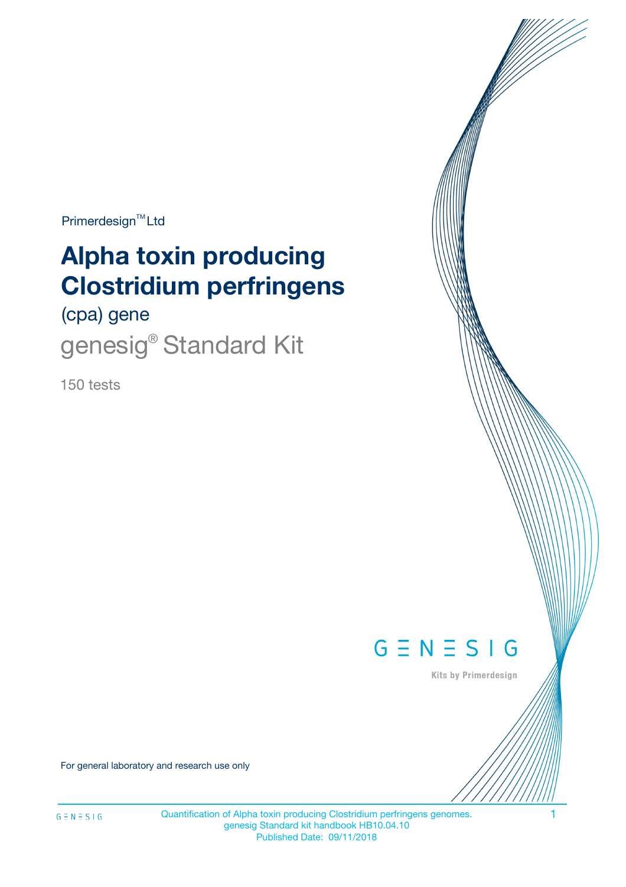Primerdesign™ Ltd

# Alpha toxin producing Clostridium perfringens

(cpa) gene

genesig® Standard Kit

150 tests

GENESIG

Kits by Primerdesign

For general laboratory and research use only

Quantification of Alpha toxin producing Clostridium perfringens genomes.
genesig Standard kit handbook HB10.04.10
Published Date: 09/11/2018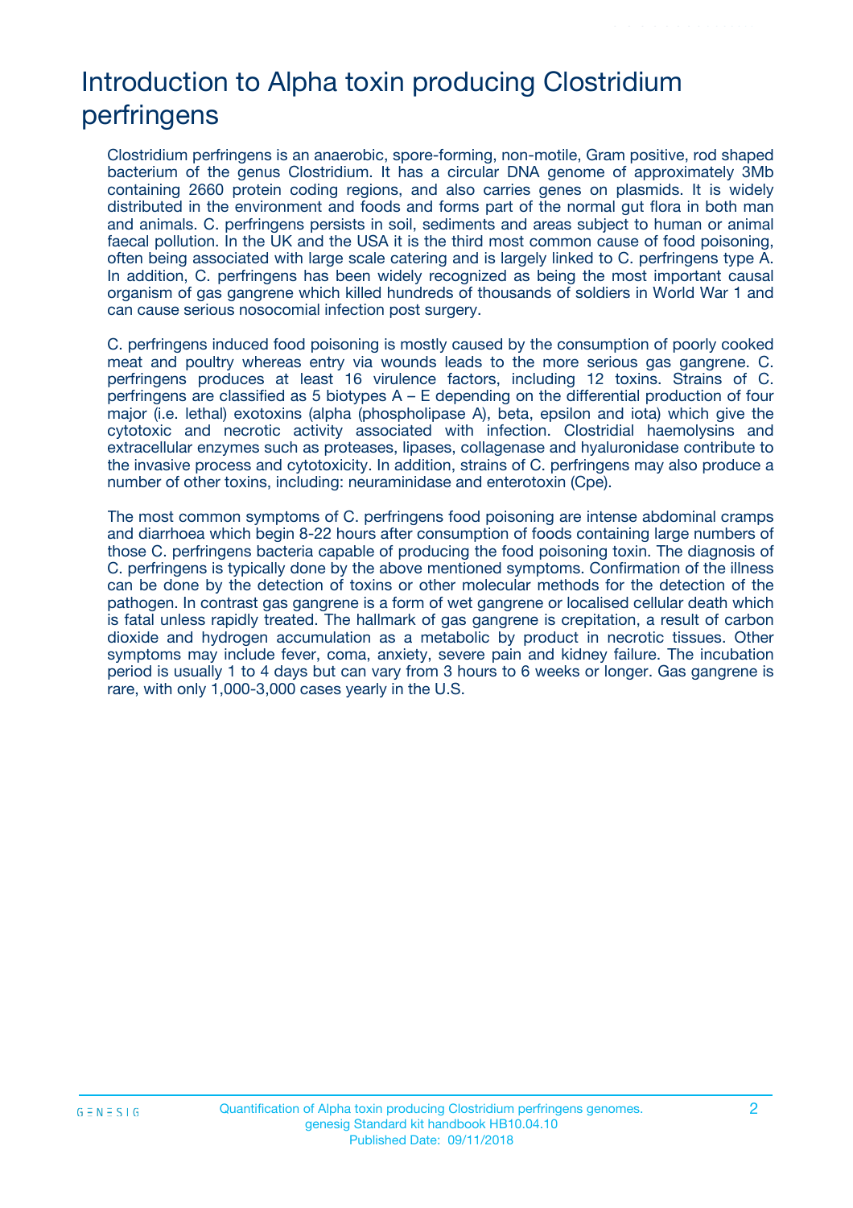# Introduction to Alpha toxin producing Clostridium perfringens

Clostridium perfringens is an anaerobic, spore-forming, non-motile, Gram positive, rod shaped bacterium of the genus Clostridium. It has a circular DNA genome of approximately 3Mb containing 2660 protein coding regions, and also carries genes on plasmids. It is widely distributed in the environment and foods and forms part of the normal gut flora in both man and animals. C. perfringens persists in soil, sediments and areas subject to human or animal faecal pollution. In the UK and the USA it is the third most common cause of food poisoning, often being associated with large scale catering and is largely linked to C. perfringens type A. In addition, C. perfringens has been widely recognized as being the most important causal organism of gas gangrene which killed hundreds of thousands of soldiers in World War 1 and can cause serious nosocomial infection post surgery.

C. perfringens induced food poisoning is mostly caused by the consumption of poorly cooked meat and poultry whereas entry via wounds leads to the more serious gas gangrene. C. perfringens produces at least 16 virulence factors, including 12 toxins. Strains of C. perfringens are classified as 5 biotypes A – E depending on the differential production of four major (i.e. lethal) exotoxins (alpha (phospholipase A), beta, epsilon and iota) which give the cytotoxic and necrotic activity associated with infection. Clostridial haemolysins and extracellular enzymes such as proteases, lipases, collagenase and hyaluronidase contribute to the invasive process and cytotoxicity. In addition, strains of C. perfringens may also produce a number of other toxins, including: neuraminidase and enterotoxin (Cpe).

The most common symptoms of C. perfringens food poisoning are intense abdominal cramps and diarrhoea which begin 8-22 hours after consumption of foods containing large numbers of those C. perfringens bacteria capable of producing the food poisoning toxin. The diagnosis of C. perfringens is typically done by the above mentioned symptoms. Confirmation of the illness can be done by the detection of toxins or other molecular methods for the detection of the pathogen. In contrast gas gangrene is a form of wet gangrene or localised cellular death which is fatal unless rapidly treated. The hallmark of gas gangrene is crepitation, a result of carbon dioxide and hydrogen accumulation as a metabolic by product in necrotic tissues. Other symptoms may include fever, coma, anxiety, severe pain and kidney failure. The incubation period is usually 1 to 4 days but can vary from 3 hours to 6 weeks or longer. Gas gangrene is rare, with only 1,000-3,000 cases yearly in the U.S.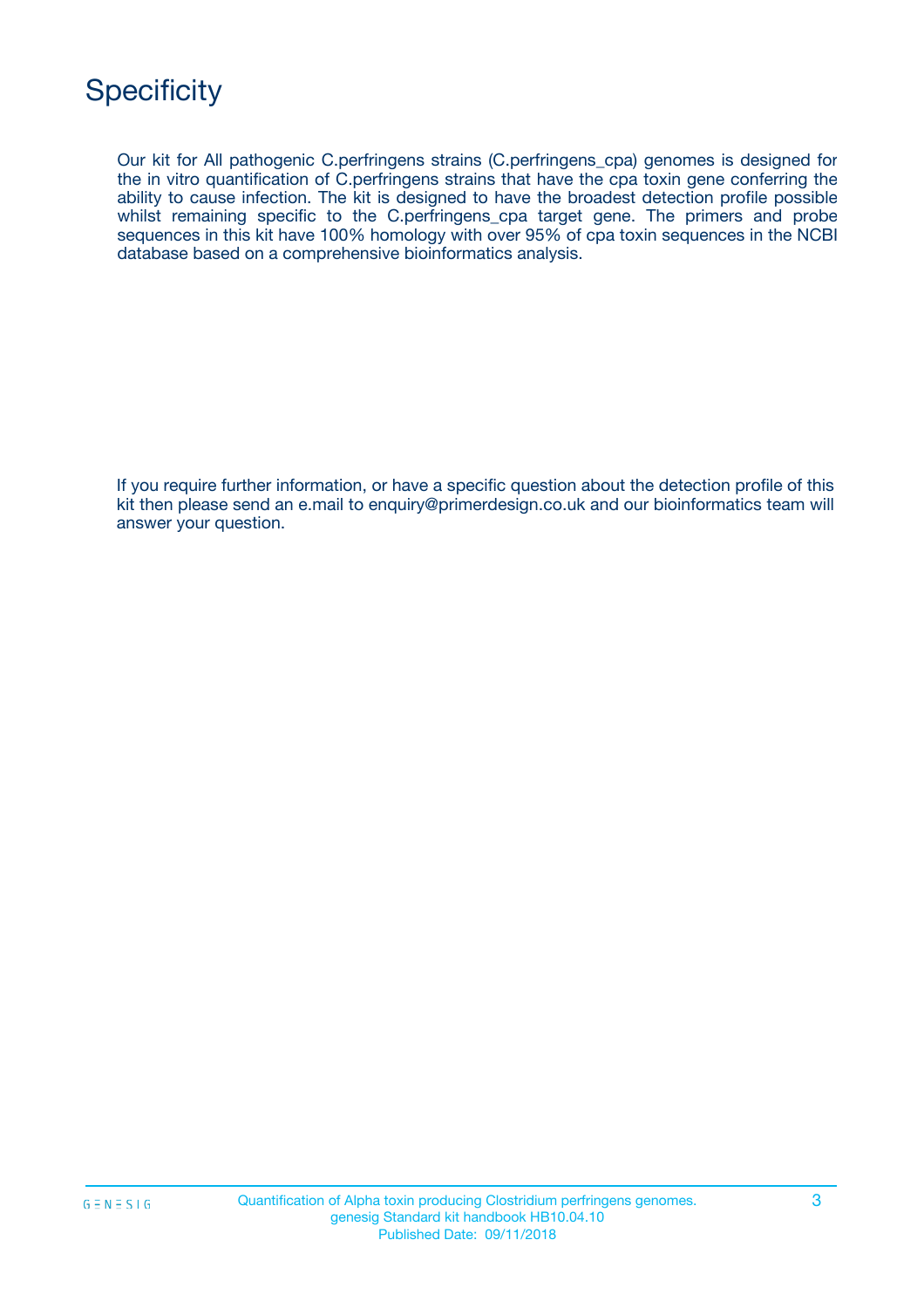# Specificity

Our kit for All pathogenic C.perfringens strains (C.perfringens_cpa) genomes is designed for the in vitro quantification of C.perfringens strains that have the cpa toxin gene conferring the ability to cause infection. The kit is designed to have the broadest detection profile possible whilst remaining specific to the C.perfringens_cpa target gene. The primers and probe sequences in this kit have 100% homology with over 95% of cpa toxin sequences in the NCBI database based on a comprehensive bioinformatics analysis.

If you require further information, or have a specific question about the detection profile of this kit then please send an e.mail to enquiry@primerdesign.co.uk and our bioinformatics team will answer your question.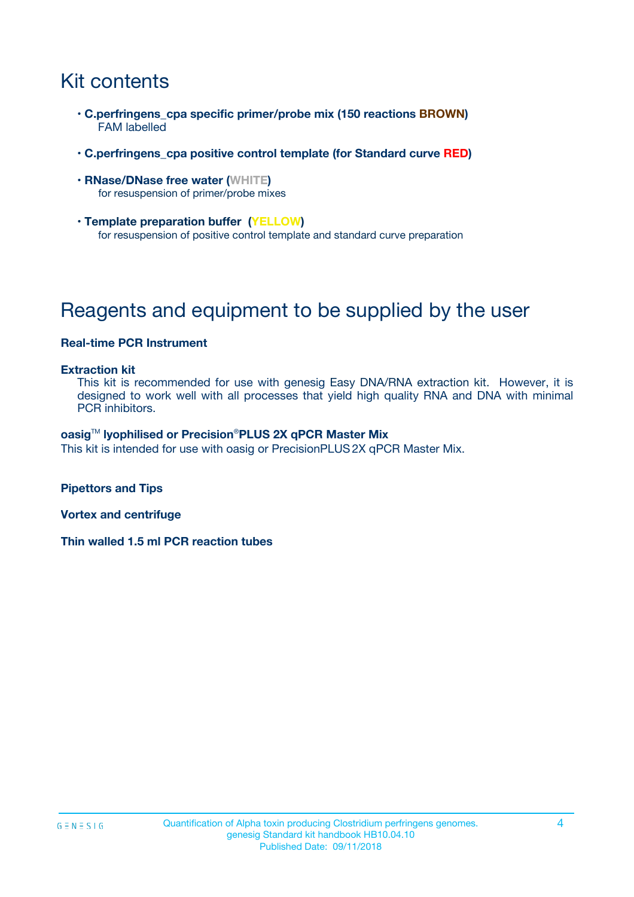# Kit contents

- **C.perfringens_cpa specific primer/probe mix (150 reactions BROWN)**
  FAM labelled
- **C.perfringens_cpa positive control template (for Standard curve RED)**
- **RNase/DNase free water (WHITE)**
  for resuspension of primer/probe mixes
- **Template preparation buffer (YELLOW)**
  for resuspension of positive control template and standard curve preparation

# Reagents and equipment to be supplied by the user

**Real-time PCR Instrument**

**Extraction kit**

This kit is recommended for use with genesig Easy DNA/RNA extraction kit. However, it is designed to work well with all processes that yield high quality RNA and DNA with minimal PCR inhibitors.

**oasig™ lyophilised or Precision®PLUS 2X qPCR Master Mix**

This kit is intended for use with oasig or PrecisionPLUS 2X qPCR Master Mix.

**Pipettors and Tips**

**Vortex and centrifuge**

**Thin walled 1.5 ml PCR reaction tubes**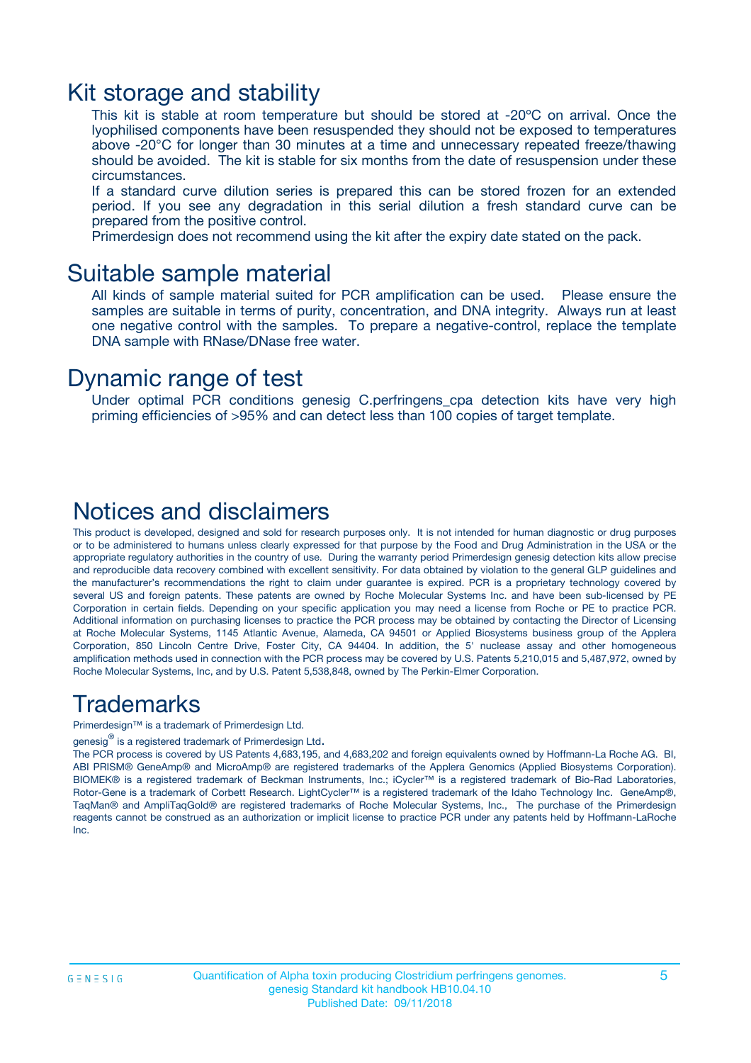## Kit storage and stability

This kit is stable at room temperature but should be stored at -20ºC on arrival. Once the lyophilised components have been resuspended they should not be exposed to temperatures above -20°C for longer than 30 minutes at a time and unnecessary repeated freeze/thawing should be avoided. The kit is stable for six months from the date of resuspension under these circumstances.

If a standard curve dilution series is prepared this can be stored frozen for an extended period. If you see any degradation in this serial dilution a fresh standard curve can be prepared from the positive control.

Primerdesign does not recommend using the kit after the expiry date stated on the pack.

## Suitable sample material

All kinds of sample material suited for PCR amplification can be used. Please ensure the samples are suitable in terms of purity, concentration, and DNA integrity. Always run at least one negative control with the samples. To prepare a negative-control, replace the template DNA sample with RNase/DNase free water.

## Dynamic range of test

Under optimal PCR conditions genesig C.perfringens_cpa detection kits have very high priming efficiencies of >95% and can detect less than 100 copies of target template.

## Notices and disclaimers

This product is developed, designed and sold for research purposes only. It is not intended for human diagnostic or drug purposes or to be administered to humans unless clearly expressed for that purpose by the Food and Drug Administration in the USA or the appropriate regulatory authorities in the country of use. During the warranty period Primerdesign genesig detection kits allow precise and reproducible data recovery combined with excellent sensitivity. For data obtained by violation to the general GLP guidelines and the manufacturer's recommendations the right to claim under guarantee is expired. PCR is a proprietary technology covered by several US and foreign patents. These patents are owned by Roche Molecular Systems Inc. and have been sub-licensed by PE Corporation in certain fields. Depending on your specific application you may need a license from Roche or PE to practice PCR. Additional information on purchasing licenses to practice the PCR process may be obtained by contacting the Director of Licensing at Roche Molecular Systems, 1145 Atlantic Avenue, Alameda, CA 94501 or Applied Biosystems business group of the Applera Corporation, 850 Lincoln Centre Drive, Foster City, CA 94404. In addition, the 5' nuclease assay and other homogeneous amplification methods used in connection with the PCR process may be covered by U.S. Patents 5,210,015 and 5,487,972, owned by Roche Molecular Systems, Inc, and by U.S. Patent 5,538,848, owned by The Perkin-Elmer Corporation.

## Trademarks

Primerdesign™ is a trademark of Primerdesign Ltd.

genesig® is a registered trademark of Primerdesign Ltd.

The PCR process is covered by US Patents 4,683,195, and 4,683,202 and foreign equivalents owned by Hoffmann-La Roche AG. BI, ABI PRISM® GeneAmp® and MicroAmp® are registered trademarks of the Applera Genomics (Applied Biosystems Corporation). BIOMEK® is a registered trademark of Beckman Instruments, Inc.; iCycler™ is a registered trademark of Bio-Rad Laboratories, Rotor-Gene is a trademark of Corbett Research. LightCycler™ is a registered trademark of the Idaho Technology Inc. GeneAmp®, TaqMan® and AmpliTaqGold® are registered trademarks of Roche Molecular Systems, Inc., The purchase of the Primerdesign reagents cannot be construed as an authorization or implicit license to practice PCR under any patents held by Hoffmann-LaRoche Inc.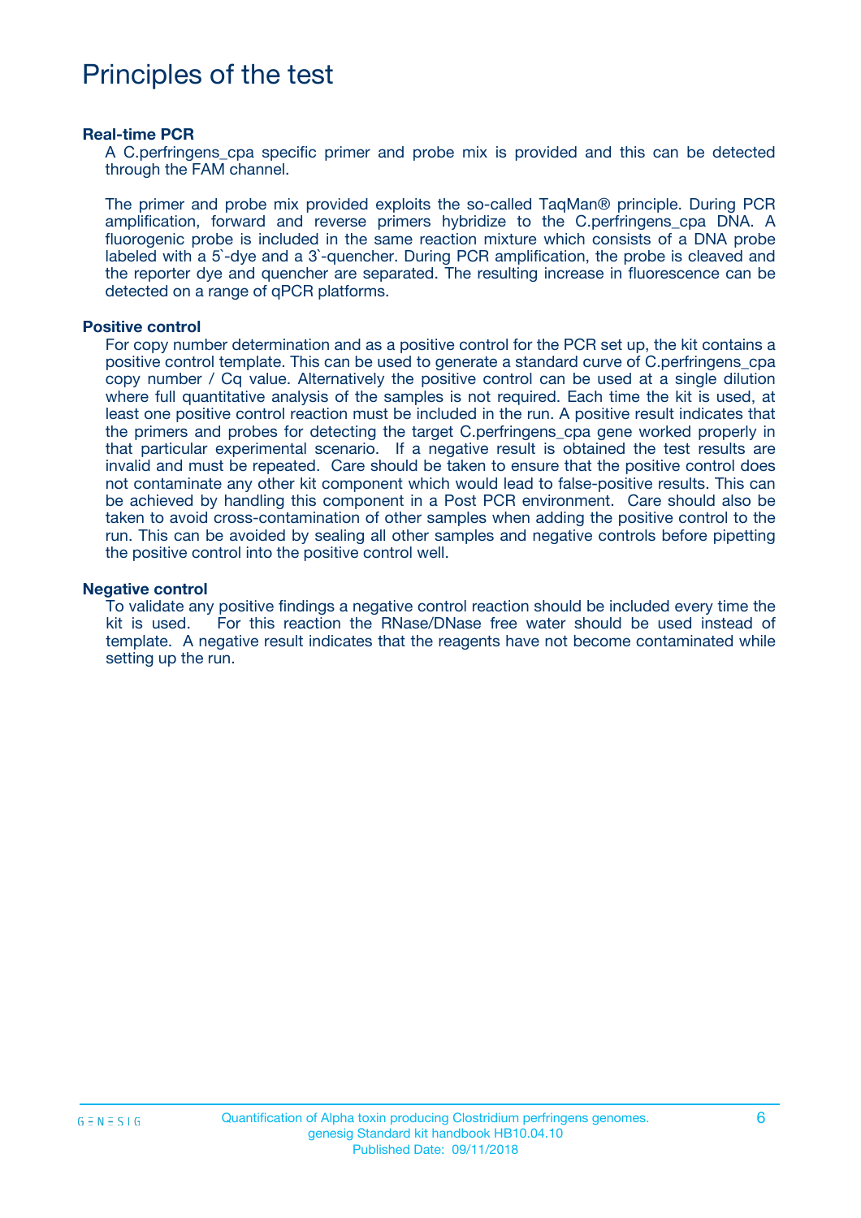# Principles of the test

### Real-time PCR

A C.perfringens_cpa specific primer and probe mix is provided and this can be detected through the FAM channel.

The primer and probe mix provided exploits the so-called TaqMan® principle. During PCR amplification, forward and reverse primers hybridize to the C.perfringens_cpa DNA. A fluorogenic probe is included in the same reaction mixture which consists of a DNA probe labeled with a 5`-dye and a 3`-quencher. During PCR amplification, the probe is cleaved and the reporter dye and quencher are separated. The resulting increase in fluorescence can be detected on a range of qPCR platforms.

### Positive control

For copy number determination and as a positive control for the PCR set up, the kit contains a positive control template. This can be used to generate a standard curve of C.perfringens_cpa copy number / Cq value. Alternatively the positive control can be used at a single dilution where full quantitative analysis of the samples is not required. Each time the kit is used, at least one positive control reaction must be included in the run. A positive result indicates that the primers and probes for detecting the target C.perfringens_cpa gene worked properly in that particular experimental scenario. If a negative result is obtained the test results are invalid and must be repeated. Care should be taken to ensure that the positive control does not contaminate any other kit component which would lead to false-positive results. This can be achieved by handling this component in a Post PCR environment. Care should also be taken to avoid cross-contamination of other samples when adding the positive control to the run. This can be avoided by sealing all other samples and negative controls before pipetting the positive control into the positive control well.

### Negative control

To validate any positive findings a negative control reaction should be included every time the kit is used. For this reaction the RNase/DNase free water should be used instead of template. A negative result indicates that the reagents have not become contaminated while setting up the run.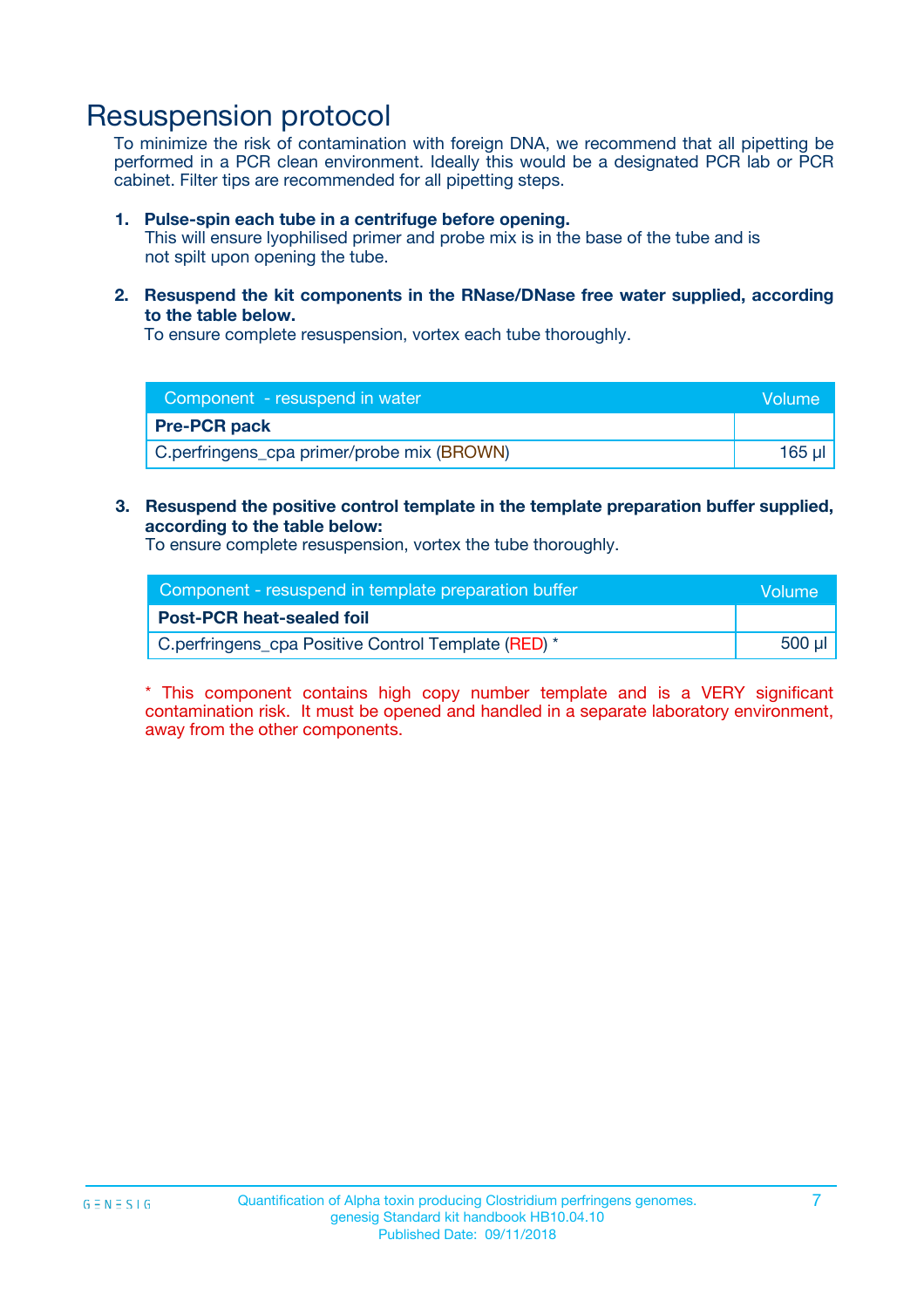# Resuspension protocol

To minimize the risk of contamination with foreign DNA, we recommend that all pipetting be performed in a PCR clean environment. Ideally this would be a designated PCR lab or PCR cabinet. Filter tips are recommended for all pipetting steps.

1. **Pulse-spin each tube in a centrifuge before opening.**
   This will ensure lyophilised primer and probe mix is in the base of the tube and is not spilt upon opening the tube.

2. **Resuspend the kit components in the RNase/DNase free water supplied, according to the table below.**
   To ensure complete resuspension, vortex each tube thoroughly.

| Component - resuspend in water | Volume |
|---|---|
| **Pre-PCR pack** | |
| C.perfringens_cpa primer/probe mix (BROWN) | 165 µl |

3. **Resuspend the positive control template in the template preparation buffer supplied, according to the table below:**
   To ensure complete resuspension, vortex the tube thoroughly.

| Component - resuspend in template preparation buffer | Volume |
|---|---|
| **Post-PCR heat-sealed foil** | |
| C.perfringens_cpa Positive Control Template (RED) * | 500 µl |

* This component contains high copy number template and is a VERY significant contamination risk. It must be opened and handled in a separate laboratory environment, away from the other components.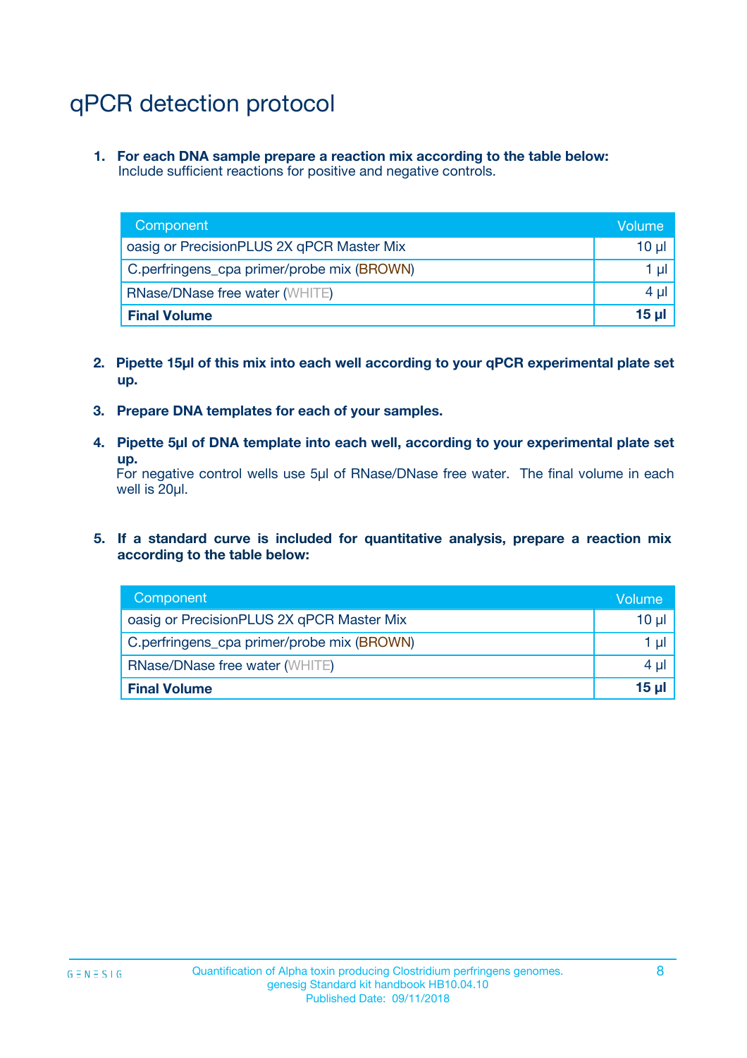# qPCR detection protocol

1. **For each DNA sample prepare a reaction mix according to the table below:**
   Include sufficient reactions for positive and negative controls.

| Component | Volume |
|---|---|
| oasig or PrecisionPLUS 2X qPCR Master Mix | 10 µl |
| C.perfringens_cpa primer/probe mix (BROWN) | 1 µl |
| RNase/DNase free water (WHITE) | 4 µl |
| **Final Volume** | **15 µl** |

2. **Pipette 15µl of this mix into each well according to your qPCR experimental plate set up.**

3. **Prepare DNA templates for each of your samples.**

4. **Pipette 5µl of DNA template into each well, according to your experimental plate set up.**
   For negative control wells use 5µl of RNase/DNase free water. The final volume in each well is 20µl.

5. **If a standard curve is included for quantitative analysis, prepare a reaction mix according to the table below:**

| Component | Volume |
|---|---|
| oasig or PrecisionPLUS 2X qPCR Master Mix | 10 µl |
| C.perfringens_cpa primer/probe mix (BROWN) | 1 µl |
| RNase/DNase free water (WHITE) | 4 µl |
| **Final Volume** | **15 µl** |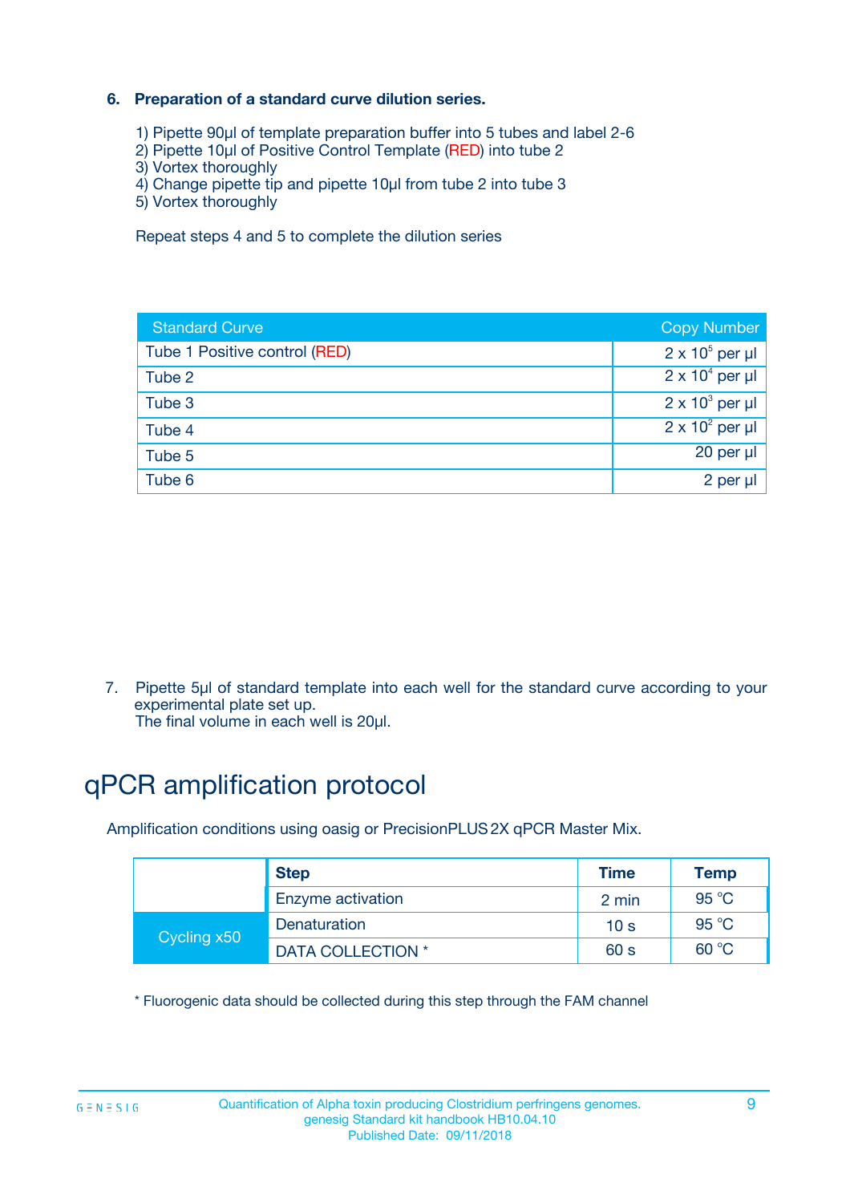### 6. Preparation of a standard curve dilution series.

1) Pipette 90µl of template preparation buffer into 5 tubes and label 2-6
2) Pipette 10µl of Positive Control Template (RED) into tube 2
3) Vortex thoroughly
4) Change pipette tip and pipette 10µl from tube 2 into tube 3
5) Vortex thoroughly

Repeat steps 4 and 5 to complete the dilution series

| Standard Curve | Copy Number |
|---|---|
| Tube 1 Positive control (RED) | $2 \times 10^5$ per µl |
| Tube 2 | $2 \times 10^4$ per µl |
| Tube 3 | $2 \times 10^3$ per µl |
| Tube 4 | $2 \times 10^2$ per µl |
| Tube 5 | 20 per µl |
| Tube 6 | 2 per µl |

7. Pipette 5µl of standard template into each well for the standard curve according to your experimental plate set up.
The final volume in each well is 20µl.

# qPCR amplification protocol

Amplification conditions using oasig or PrecisionPLUS 2X qPCR Master Mix.

| | Step | Time | Temp |
|---|---|---|---|
| | Enzyme activation | 2 min | 95 °C |
| Cycling x50 | Denaturation | 10 s | 95 °C |
| | DATA COLLECTION * | 60 s | 60 °C |

* Fluorogenic data should be collected during this step through the FAM channel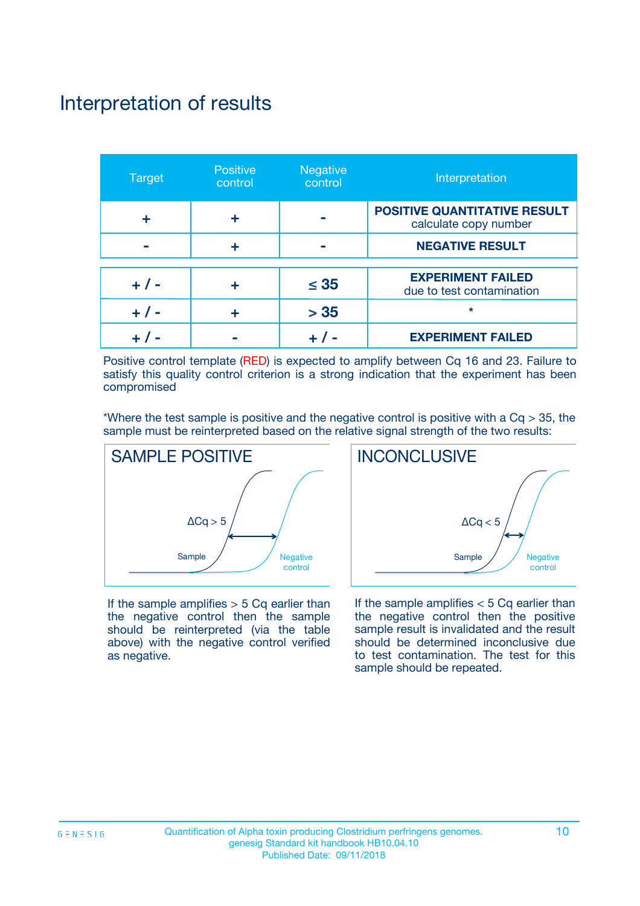# Interpretation of results

| Target | Positive control | Negative control | Interpretation |
|---|---|---|---|
| + | + | - | **POSITIVE QUANTITATIVE RESULT** calculate copy number |
| - | + | - | **NEGATIVE RESULT** |
| + / - | + | ≤ 35 | **EXPERIMENT FAILED** due to test contamination |
| + / - | + | > 35 | * |
| + / - | - | + / - | **EXPERIMENT FAILED** |

Positive control template (RED) is expected to amplify between Cq 16 and 23. Failure to satisfy this quality control criterion is a strong indication that the experiment has been compromised

*Where the test sample is positive and the negative control is positive with a Cq > 35, the sample must be reinterpreted based on the relative signal strength of the two results:

SAMPLE POSITIVE

ΔCq > 5

Sample

Negative control

If the sample amplifies > 5 Cq earlier than the negative control then the sample should be reinterpreted (via the table above) with the negative control verified as negative.

INCONCLUSIVE

ΔCq < 5

Sample

Negative control

If the sample amplifies < 5 Cq earlier than the negative control then the positive sample result is invalidated and the result should be determined inconclusive due to test contamination. The test for this sample should be repeated.